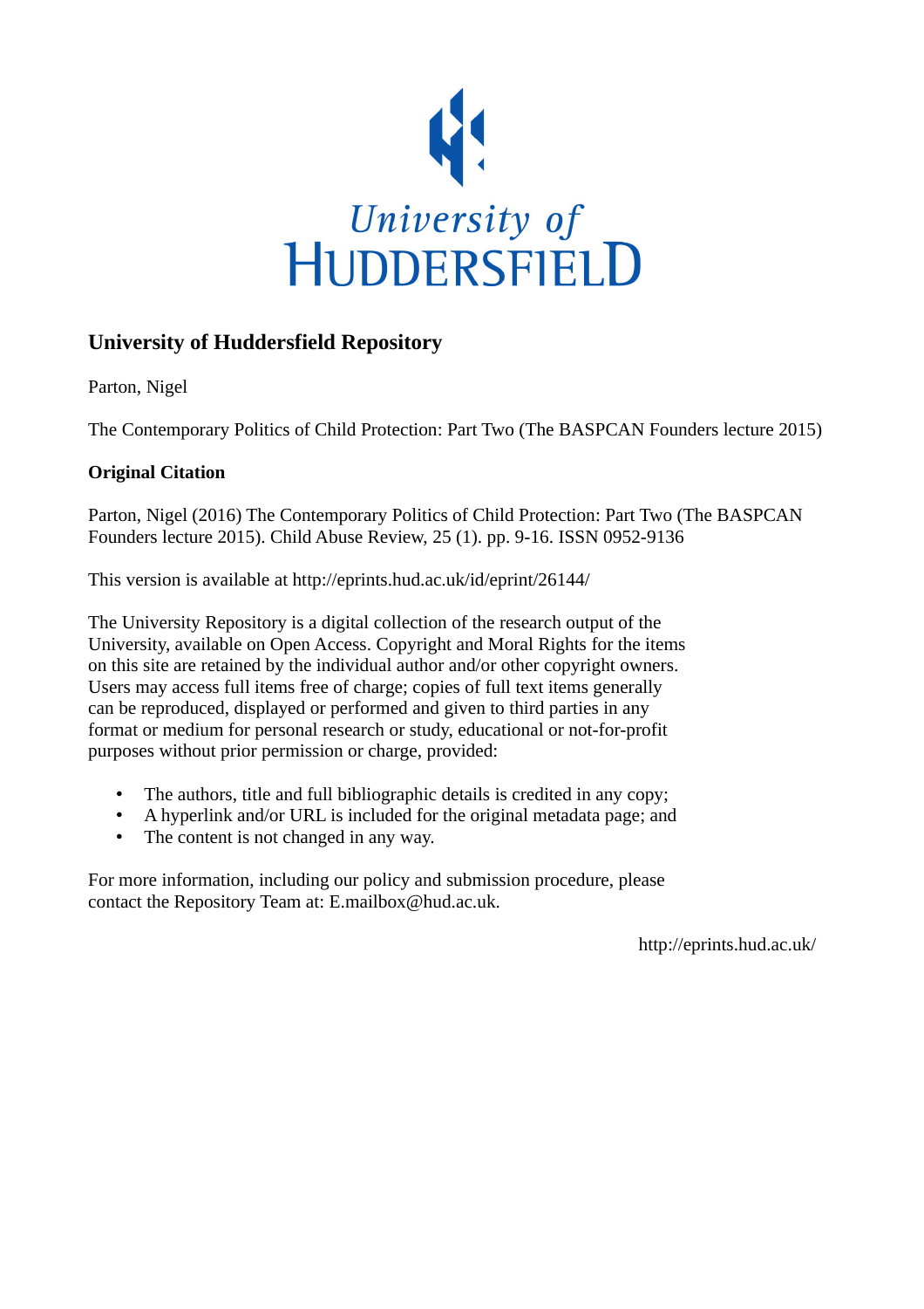University of HUDDERSFIELD

## University of Huddersfield Repository

Parton, Nigel

The Contemporary Politics of Child Protection: Part Two (The BASPCAN Founders lecture 2015)

### Original Citation

Parton, Nigel (2016) The Contemporary Politics of Child Protection: Part Two (The BASPCAN Founders lecture 2015). Child Abuse Review, 25 (1). pp. 9-16. ISSN 0952-9136

This version is available at http://eprints.hud.ac.uk/id/eprint/26144/

The University Repository is a digital collection of the research output of the University, available on Open Access. Copyright and Moral Rights for the items on this site are retained by the individual author and/or other copyright owners. Users may access full items free of charge; copies of full text items generally can be reproduced, displayed or performed and given to third parties in any format or medium for personal research or study, educational or not-for-profit purposes without prior permission or charge, provided:

- The authors, title and full bibliographic details is credited in any copy;
- A hyperlink and/or URL is included for the original metadata page; and
- The content is not changed in any way.

For more information, including our policy and submission procedure, please contact the Repository Team at: E.mailbox@hud.ac.uk.

http://eprints.hud.ac.uk/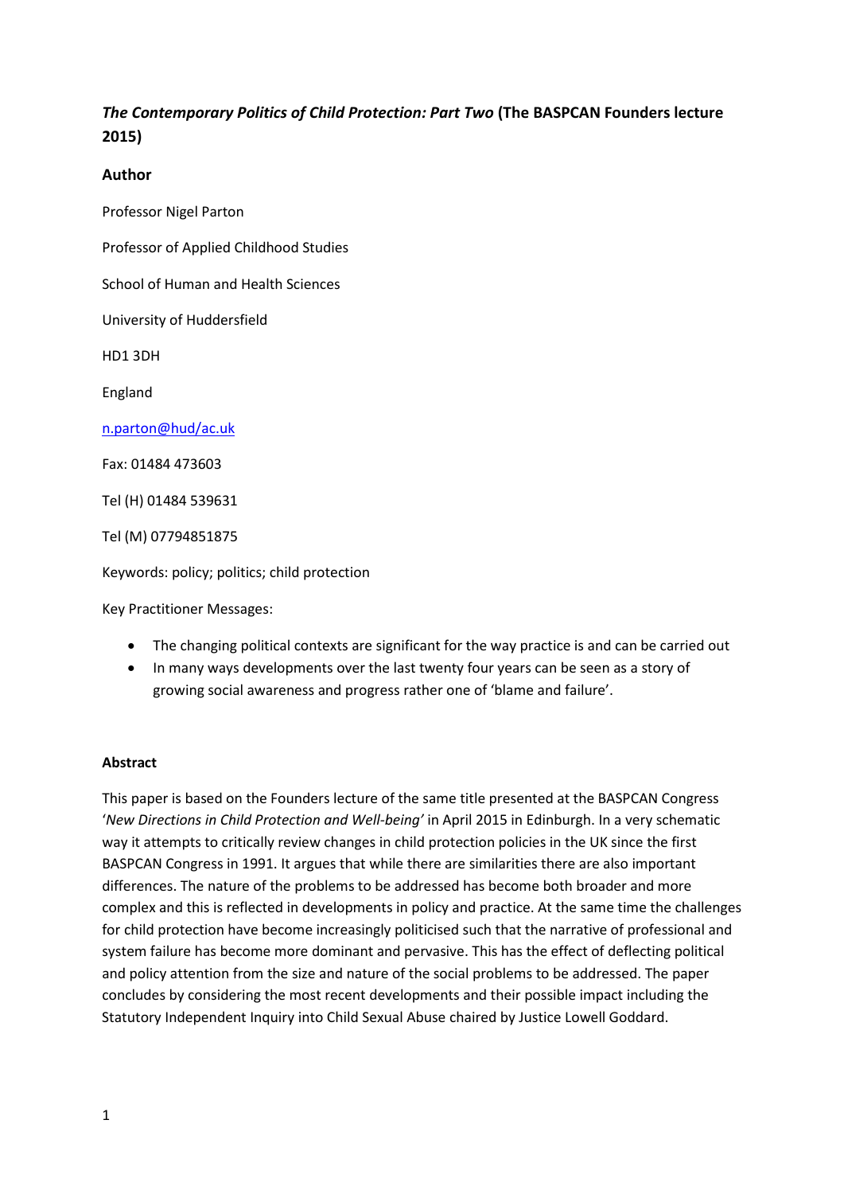# *The Contemporary Politics of Child Protection: Part Two* (The BASPCAN Founders lecture 2015)

## Author

Professor Nigel Parton

Professor of Applied Childhood Studies

School of Human and Health Sciences

University of Huddersfield

HD1 3DH

England

n.parton@hud/ac.uk

Fax: 01484 473603

Tel (H) 01484 539631

Tel (M) 07794851875

Keywords: policy; politics; child protection

Key Practitioner Messages:

- The changing political contexts are significant for the way practice is and can be carried out
- In many ways developments over the last twenty four years can be seen as a story of growing social awareness and progress rather one of 'blame and failure'.

### Abstract

This paper is based on the Founders lecture of the same title presented at the BASPCAN Congress '*New Directions in Child Protection and Well-being'* in April 2015 in Edinburgh. In a very schematic way it attempts to critically review changes in child protection policies in the UK since the first BASPCAN Congress in 1991. It argues that while there are similarities there are also important differences. The nature of the problems to be addressed has become both broader and more complex and this is reflected in developments in policy and practice. At the same time the challenges for child protection have become increasingly politicised such that the narrative of professional and system failure has become more dominant and pervasive. This has the effect of deflecting political and policy attention from the size and nature of the social problems to be addressed. The paper concludes by considering the most recent developments and their possible impact including the Statutory Independent Inquiry into Child Sexual Abuse chaired by Justice Lowell Goddard.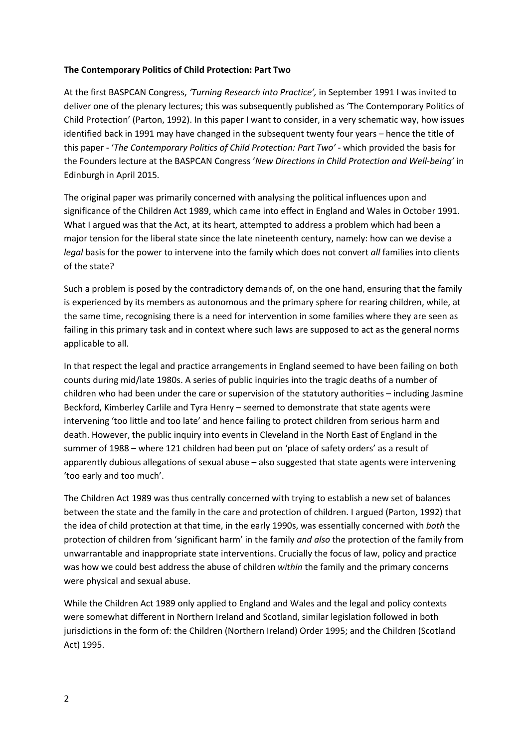**The Contemporary Politics of Child Protection: Part Two**

At the first BASPCAN Congress, *'Turning Research into Practice',* in September 1991 I was invited to deliver one of the plenary lectures; this was subsequently published as 'The Contemporary Politics of Child Protection' (Parton, 1992). In this paper I want to consider, in a very schematic way, how issues identified back in 1991 may have changed in the subsequent twenty four years – hence the title of this paper - '*The Contemporary Politics of Child Protection: Part Two'* - which provided the basis for the Founders lecture at the BASPCAN Congress '*New Directions in Child Protection and Well-being'* in Edinburgh in April 2015.

The original paper was primarily concerned with analysing the political influences upon and significance of the Children Act 1989, which came into effect in England and Wales in October 1991. What I argued was that the Act, at its heart, attempted to address a problem which had been a major tension for the liberal state since the late nineteenth century, namely: how can we devise a *legal* basis for the power to intervene into the family which does not convert *all* families into clients of the state?

Such a problem is posed by the contradictory demands of, on the one hand, ensuring that the family is experienced by its members as autonomous and the primary sphere for rearing children, while, at the same time, recognising there is a need for intervention in some families where they are seen as failing in this primary task and in context where such laws are supposed to act as the general norms applicable to all.

In that respect the legal and practice arrangements in England seemed to have been failing on both counts during mid/late 1980s. A series of public inquiries into the tragic deaths of a number of children who had been under the care or supervision of the statutory authorities – including Jasmine Beckford, Kimberley Carlile and Tyra Henry – seemed to demonstrate that state agents were intervening 'too little and too late' and hence failing to protect children from serious harm and death. However, the public inquiry into events in Cleveland in the North East of England in the summer of 1988 – where 121 children had been put on 'place of safety orders' as a result of apparently dubious allegations of sexual abuse – also suggested that state agents were intervening 'too early and too much'.

The Children Act 1989 was thus centrally concerned with trying to establish a new set of balances between the state and the family in the care and protection of children. I argued (Parton, 1992) that the idea of child protection at that time, in the early 1990s, was essentially concerned with *both* the protection of children from 'significant harm' in the family *and also* the protection of the family from unwarrantable and inappropriate state interventions. Crucially the focus of law, policy and practice was how we could best address the abuse of children *within* the family and the primary concerns were physical and sexual abuse.

While the Children Act 1989 only applied to England and Wales and the legal and policy contexts were somewhat different in Northern Ireland and Scotland, similar legislation followed in both jurisdictions in the form of: the Children (Northern Ireland) Order 1995; and the Children (Scotland Act) 1995.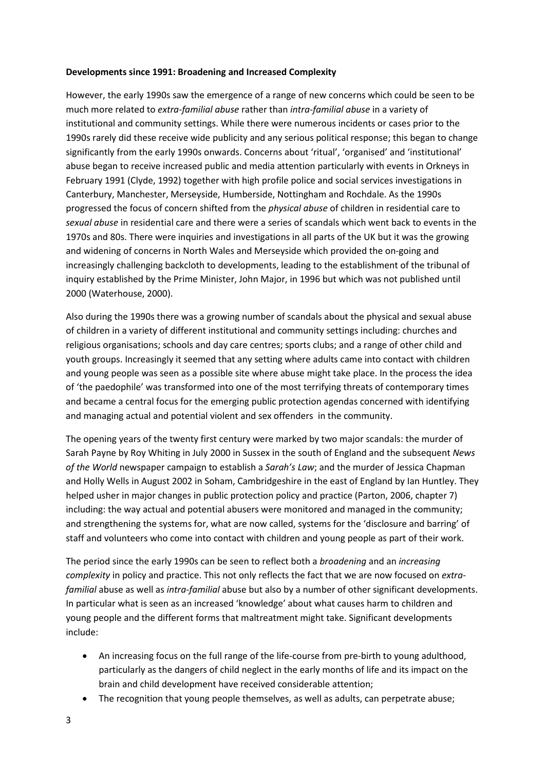**Developments since 1991: Broadening and Increased Complexity**

However, the early 1990s saw the emergence of a range of new concerns which could be seen to be much more related to *extra-familial abuse* rather than *intra-familial abuse* in a variety of institutional and community settings. While there were numerous incidents or cases prior to the 1990s rarely did these receive wide publicity and any serious political response; this began to change significantly from the early 1990s onwards. Concerns about 'ritual', 'organised' and 'institutional' abuse began to receive increased public and media attention particularly with events in Orkneys in February 1991 (Clyde, 1992) together with high profile police and social services investigations in Canterbury, Manchester, Merseyside, Humberside, Nottingham and Rochdale. As the 1990s progressed the focus of concern shifted from the *physical abuse* of children in residential care to *sexual abuse* in residential care and there were a series of scandals which went back to events in the 1970s and 80s. There were inquiries and investigations in all parts of the UK but it was the growing and widening of concerns in North Wales and Merseyside which provided the on-going and increasingly challenging backcloth to developments, leading to the establishment of the tribunal of inquiry established by the Prime Minister, John Major, in 1996 but which was not published until 2000 (Waterhouse, 2000).

Also during the 1990s there was a growing number of scandals about the physical and sexual abuse of children in a variety of different institutional and community settings including: churches and religious organisations; schools and day care centres; sports clubs; and a range of other child and youth groups. Increasingly it seemed that any setting where adults came into contact with children and young people was seen as a possible site where abuse might take place. In the process the idea of 'the paedophile' was transformed into one of the most terrifying threats of contemporary times and became a central focus for the emerging public protection agendas concerned with identifying and managing actual and potential violent and sex offenders in the community.

The opening years of the twenty first century were marked by two major scandals: the murder of Sarah Payne by Roy Whiting in July 2000 in Sussex in the south of England and the subsequent *News of the World* newspaper campaign to establish a *Sarah's Law*; and the murder of Jessica Chapman and Holly Wells in August 2002 in Soham, Cambridgeshire in the east of England by Ian Huntley. They helped usher in major changes in public protection policy and practice (Parton, 2006, chapter 7) including: the way actual and potential abusers were monitored and managed in the community; and strengthening the systems for, what are now called, systems for the 'disclosure and barring' of staff and volunteers who come into contact with children and young people as part of their work.

The period since the early 1990s can be seen to reflect both a *broadening* and an *increasing complexity* in policy and practice. This not only reflects the fact that we are now focused on *extra-familial* abuse as well as *intra-familial* abuse but also by a number of other significant developments. In particular what is seen as an increased 'knowledge' about what causes harm to children and young people and the different forms that maltreatment might take. Significant developments include:

- An increasing focus on the full range of the life-course from pre-birth to young adulthood, particularly as the dangers of child neglect in the early months of life and its impact on the brain and child development have received considerable attention;
- The recognition that young people themselves, as well as adults, can perpetrate abuse;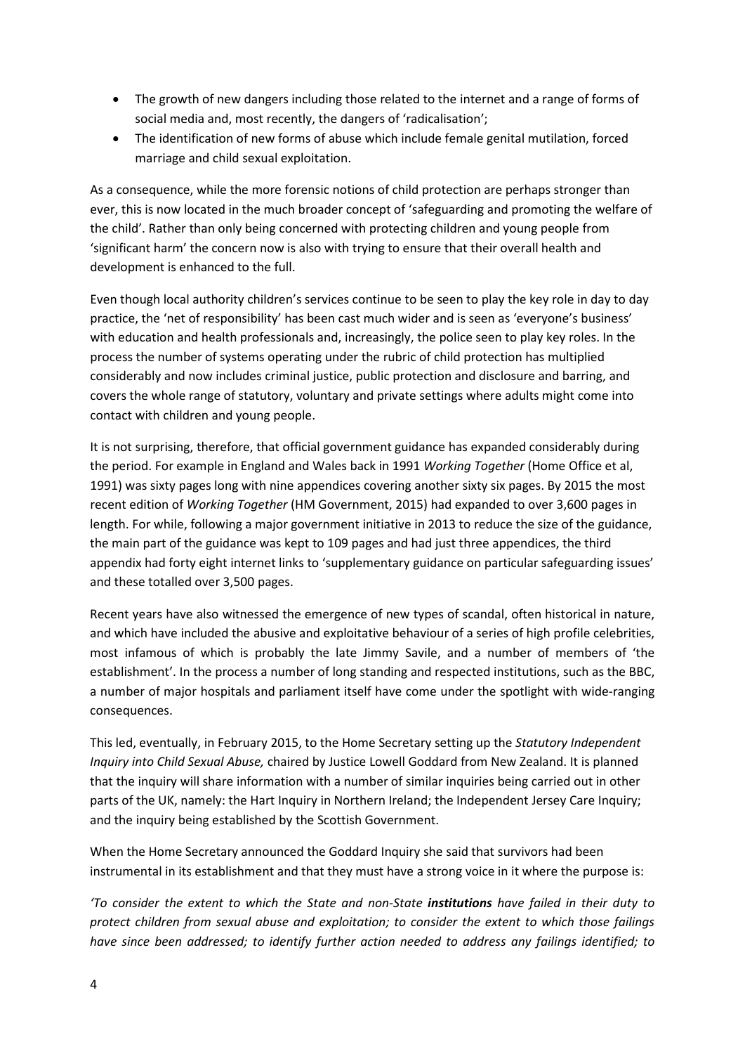- The growth of new dangers including those related to the internet and a range of forms of social media and, most recently, the dangers of 'radicalisation';
- The identification of new forms of abuse which include female genital mutilation, forced marriage and child sexual exploitation.

As a consequence, while the more forensic notions of child protection are perhaps stronger than ever, this is now located in the much broader concept of 'safeguarding and promoting the welfare of the child'. Rather than only being concerned with protecting children and young people from 'significant harm' the concern now is also with trying to ensure that their overall health and development is enhanced to the full.

Even though local authority children's services continue to be seen to play the key role in day to day practice, the 'net of responsibility' has been cast much wider and is seen as 'everyone's business' with education and health professionals and, increasingly, the police seen to play key roles. In the process the number of systems operating under the rubric of child protection has multiplied considerably and now includes criminal justice, public protection and disclosure and barring, and covers the whole range of statutory, voluntary and private settings where adults might come into contact with children and young people.

It is not surprising, therefore, that official government guidance has expanded considerably during the period. For example in England and Wales back in 1991 *Working Together* (Home Office et al, 1991) was sixty pages long with nine appendices covering another sixty six pages. By 2015 the most recent edition of *Working Together* (HM Government, 2015) had expanded to over 3,600 pages in length. For while, following a major government initiative in 2013 to reduce the size of the guidance, the main part of the guidance was kept to 109 pages and had just three appendices, the third appendix had forty eight internet links to 'supplementary guidance on particular safeguarding issues' and these totalled over 3,500 pages.

Recent years have also witnessed the emergence of new types of scandal, often historical in nature, and which have included the abusive and exploitative behaviour of a series of high profile celebrities, most infamous of which is probably the late Jimmy Savile, and a number of members of 'the establishment'. In the process a number of long standing and respected institutions, such as the BBC, a number of major hospitals and parliament itself have come under the spotlight with wide-ranging consequences.

This led, eventually, in February 2015, to the Home Secretary setting up the *Statutory Independent Inquiry into Child Sexual Abuse,* chaired by Justice Lowell Goddard from New Zealand. It is planned that the inquiry will share information with a number of similar inquiries being carried out in other parts of the UK, namely: the Hart Inquiry in Northern Ireland; the Independent Jersey Care Inquiry; and the inquiry being established by the Scottish Government.

When the Home Secretary announced the Goddard Inquiry she said that survivors had been instrumental in its establishment and that they must have a strong voice in it where the purpose is:

*'To consider the extent to which the State and non-State* ***institutions*** *have failed in their duty to protect children from sexual abuse and exploitation; to consider the extent to which those failings have since been addressed; to identify further action needed to address any failings identified; to*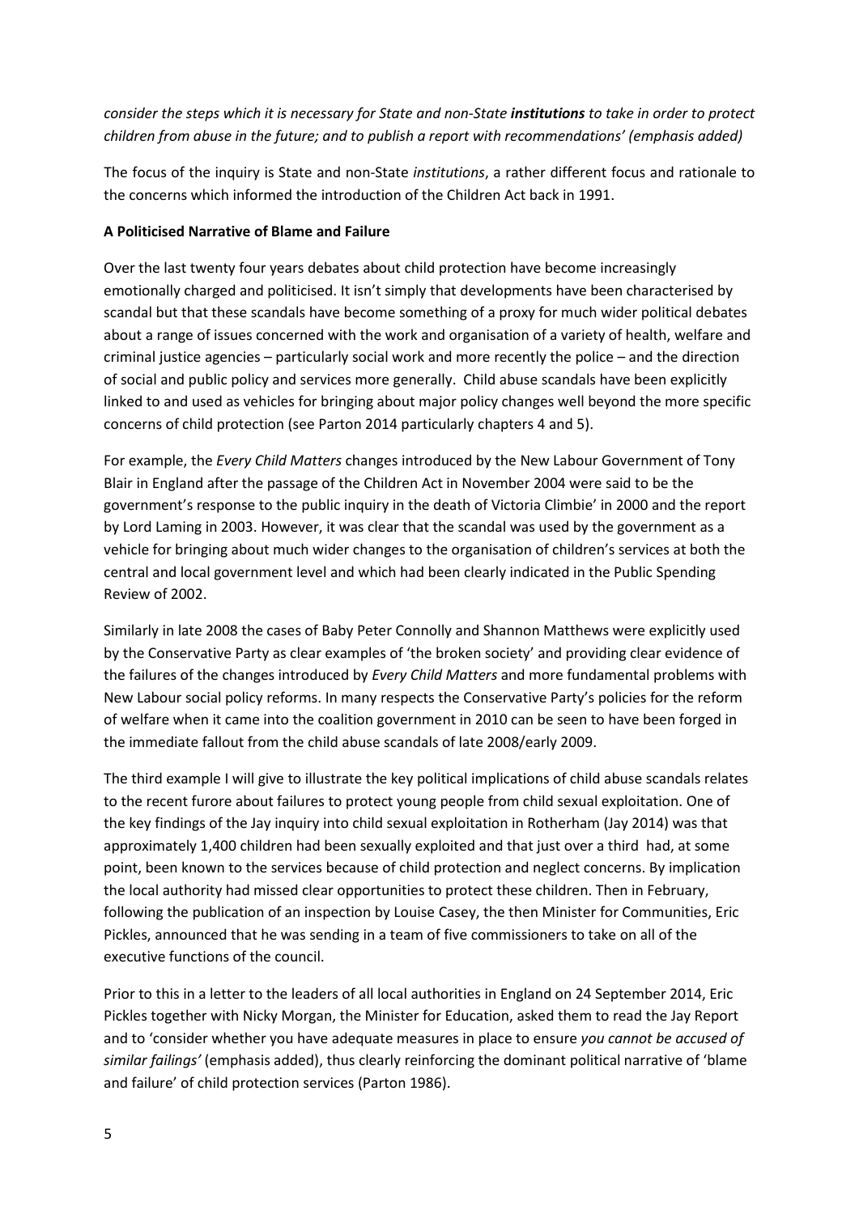*consider the steps which it is necessary for State and non-State **institutions** to take in order to protect children from abuse in the future; and to publish a report with recommendations' (emphasis added)*

The focus of the inquiry is State and non-State *institutions*, a rather different focus and rationale to the concerns which informed the introduction of the Children Act back in 1991.

**A Politicised Narrative of Blame and Failure**

Over the last twenty four years debates about child protection have become increasingly emotionally charged and politicised. It isn't simply that developments have been characterised by scandal but that these scandals have become something of a proxy for much wider political debates about a range of issues concerned with the work and organisation of a variety of health, welfare and criminal justice agencies – particularly social work and more recently the police – and the direction of social and public policy and services more generally. Child abuse scandals have been explicitly linked to and used as vehicles for bringing about major policy changes well beyond the more specific concerns of child protection (see Parton 2014 particularly chapters 4 and 5).

For example, the *Every Child Matters* changes introduced by the New Labour Government of Tony Blair in England after the passage of the Children Act in November 2004 were said to be the government's response to the public inquiry in the death of Victoria Climbie' in 2000 and the report by Lord Laming in 2003. However, it was clear that the scandal was used by the government as a vehicle for bringing about much wider changes to the organisation of children's services at both the central and local government level and which had been clearly indicated in the Public Spending Review of 2002.

Similarly in late 2008 the cases of Baby Peter Connolly and Shannon Matthews were explicitly used by the Conservative Party as clear examples of 'the broken society' and providing clear evidence of the failures of the changes introduced by *Every Child Matters* and more fundamental problems with New Labour social policy reforms. In many respects the Conservative Party's policies for the reform of welfare when it came into the coalition government in 2010 can be seen to have been forged in the immediate fallout from the child abuse scandals of late 2008/early 2009.

The third example I will give to illustrate the key political implications of child abuse scandals relates to the recent furore about failures to protect young people from child sexual exploitation. One of the key findings of the Jay inquiry into child sexual exploitation in Rotherham (Jay 2014) was that approximately 1,400 children had been sexually exploited and that just over a third had, at some point, been known to the services because of child protection and neglect concerns. By implication the local authority had missed clear opportunities to protect these children. Then in February, following the publication of an inspection by Louise Casey, the then Minister for Communities, Eric Pickles, announced that he was sending in a team of five commissioners to take on all of the executive functions of the council.

Prior to this in a letter to the leaders of all local authorities in England on 24 September 2014, Eric Pickles together with Nicky Morgan, the Minister for Education, asked them to read the Jay Report and to 'consider whether you have adequate measures in place to ensure *you cannot be accused of similar failings'* (emphasis added), thus clearly reinforcing the dominant political narrative of 'blame and failure' of child protection services (Parton 1986).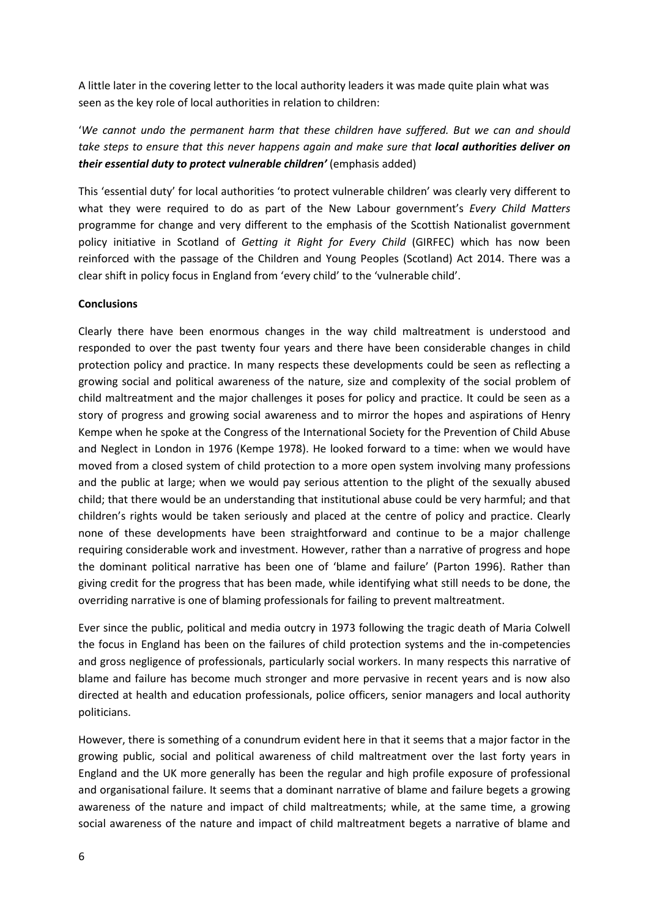A little later in the covering letter to the local authority leaders it was made quite plain what was seen as the key role of local authorities in relation to children:

'*We cannot undo the permanent harm that these children have suffered. But we can and should take steps to ensure that this never happens again and make sure that **local authorities deliver on their essential duty to protect vulnerable children'*** (emphasis added)

This 'essential duty' for local authorities 'to protect vulnerable children' was clearly very different to what they were required to do as part of the New Labour government's *Every Child Matters* programme for change and very different to the emphasis of the Scottish Nationalist government policy initiative in Scotland of *Getting it Right for Every Child* (GIRFEC) which has now been reinforced with the passage of the Children and Young Peoples (Scotland) Act 2014. There was a clear shift in policy focus in England from 'every child' to the 'vulnerable child'.

**Conclusions**

Clearly there have been enormous changes in the way child maltreatment is understood and responded to over the past twenty four years and there have been considerable changes in child protection policy and practice. In many respects these developments could be seen as reflecting a growing social and political awareness of the nature, size and complexity of the social problem of child maltreatment and the major challenges it poses for policy and practice. It could be seen as a story of progress and growing social awareness and to mirror the hopes and aspirations of Henry Kempe when he spoke at the Congress of the International Society for the Prevention of Child Abuse and Neglect in London in 1976 (Kempe 1978). He looked forward to a time: when we would have moved from a closed system of child protection to a more open system involving many professions and the public at large; when we would pay serious attention to the plight of the sexually abused child; that there would be an understanding that institutional abuse could be very harmful; and that children's rights would be taken seriously and placed at the centre of policy and practice. Clearly none of these developments have been straightforward and continue to be a major challenge requiring considerable work and investment. However, rather than a narrative of progress and hope the dominant political narrative has been one of 'blame and failure' (Parton 1996). Rather than giving credit for the progress that has been made, while identifying what still needs to be done, the overriding narrative is one of blaming professionals for failing to prevent maltreatment.

Ever since the public, political and media outcry in 1973 following the tragic death of Maria Colwell the focus in England has been on the failures of child protection systems and the in-competencies and gross negligence of professionals, particularly social workers. In many respects this narrative of blame and failure has become much stronger and more pervasive in recent years and is now also directed at health and education professionals, police officers, senior managers and local authority politicians.

However, there is something of a conundrum evident here in that it seems that a major factor in the growing public, social and political awareness of child maltreatment over the last forty years in England and the UK more generally has been the regular and high profile exposure of professional and organisational failure. It seems that a dominant narrative of blame and failure begets a growing awareness of the nature and impact of child maltreatments; while, at the same time, a growing social awareness of the nature and impact of child maltreatment begets a narrative of blame and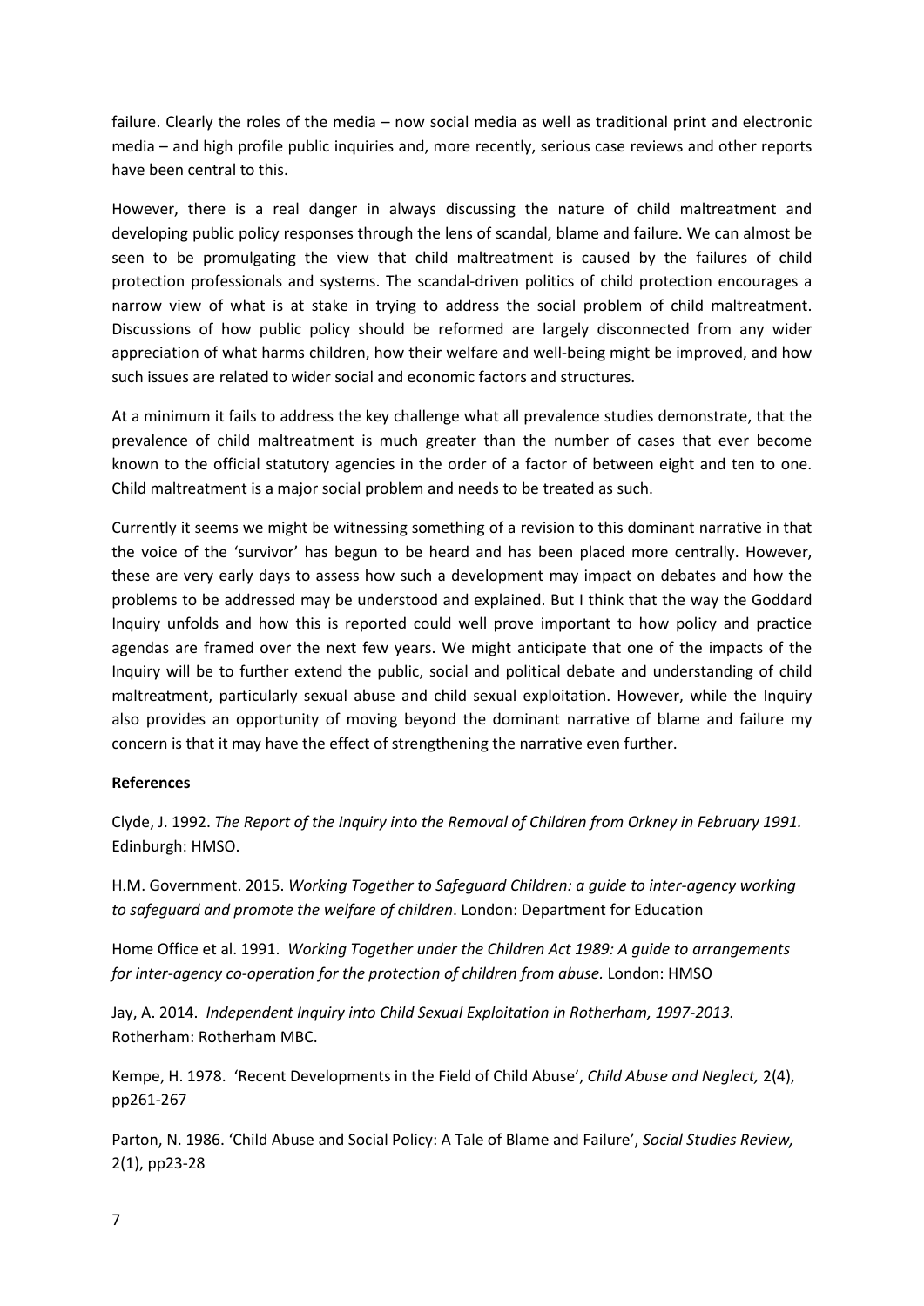failure. Clearly the roles of the media – now social media as well as traditional print and electronic media – and high profile public inquiries and, more recently, serious case reviews and other reports have been central to this.

However, there is a real danger in always discussing the nature of child maltreatment and developing public policy responses through the lens of scandal, blame and failure. We can almost be seen to be promulgating the view that child maltreatment is caused by the failures of child protection professionals and systems. The scandal-driven politics of child protection encourages a narrow view of what is at stake in trying to address the social problem of child maltreatment. Discussions of how public policy should be reformed are largely disconnected from any wider appreciation of what harms children, how their welfare and well-being might be improved, and how such issues are related to wider social and economic factors and structures.

At a minimum it fails to address the key challenge what all prevalence studies demonstrate, that the prevalence of child maltreatment is much greater than the number of cases that ever become known to the official statutory agencies in the order of a factor of between eight and ten to one. Child maltreatment is a major social problem and needs to be treated as such.

Currently it seems we might be witnessing something of a revision to this dominant narrative in that the voice of the 'survivor' has begun to be heard and has been placed more centrally. However, these are very early days to assess how such a development may impact on debates and how the problems to be addressed may be understood and explained. But I think that the way the Goddard Inquiry unfolds and how this is reported could well prove important to how policy and practice agendas are framed over the next few years. We might anticipate that one of the impacts of the Inquiry will be to further extend the public, social and political debate and understanding of child maltreatment, particularly sexual abuse and child sexual exploitation. However, while the Inquiry also provides an opportunity of moving beyond the dominant narrative of blame and failure my concern is that it may have the effect of strengthening the narrative even further.

**References**

Clyde, J. 1992. *The Report of the Inquiry into the Removal of Children from Orkney in February 1991.* Edinburgh: HMSO.

H.M. Government. 2015. *Working Together to Safeguard Children: a guide to inter-agency working to safeguard and promote the welfare of children*. London: Department for Education

Home Office et al. 1991. *Working Together under the Children Act 1989: A guide to arrangements for inter-agency co-operation for the protection of children from abuse.* London: HMSO

Jay, A. 2014. *Independent Inquiry into Child Sexual Exploitation in Rotherham, 1997-2013.* Rotherham: Rotherham MBC.

Kempe, H. 1978. 'Recent Developments in the Field of Child Abuse', *Child Abuse and Neglect,* 2(4), pp261-267

Parton, N. 1986. 'Child Abuse and Social Policy: A Tale of Blame and Failure', *Social Studies Review,* 2(1), pp23-28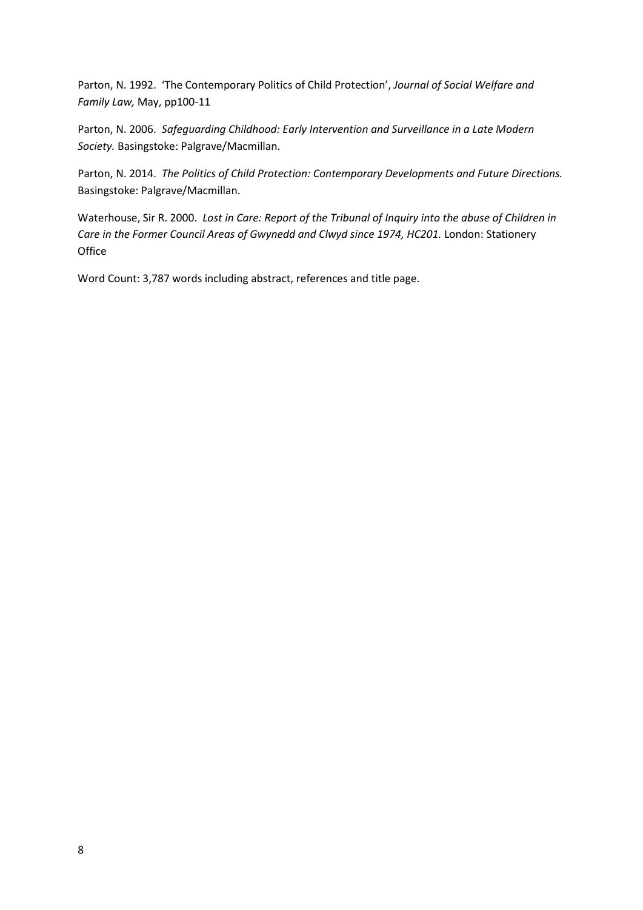Parton, N. 1992. 'The Contemporary Politics of Child Protection', *Journal of Social Welfare and Family Law,* May, pp100-11

Parton, N. 2006. *Safeguarding Childhood: Early Intervention and Surveillance in a Late Modern Society.* Basingstoke: Palgrave/Macmillan.

Parton, N. 2014. *The Politics of Child Protection: Contemporary Developments and Future Directions.* Basingstoke: Palgrave/Macmillan.

Waterhouse, Sir R. 2000. *Lost in Care: Report of the Tribunal of Inquiry into the abuse of Children in Care in the Former Council Areas of Gwynedd and Clwyd since 1974, HC201.* London: Stationery Office

Word Count: 3,787 words including abstract, references and title page.